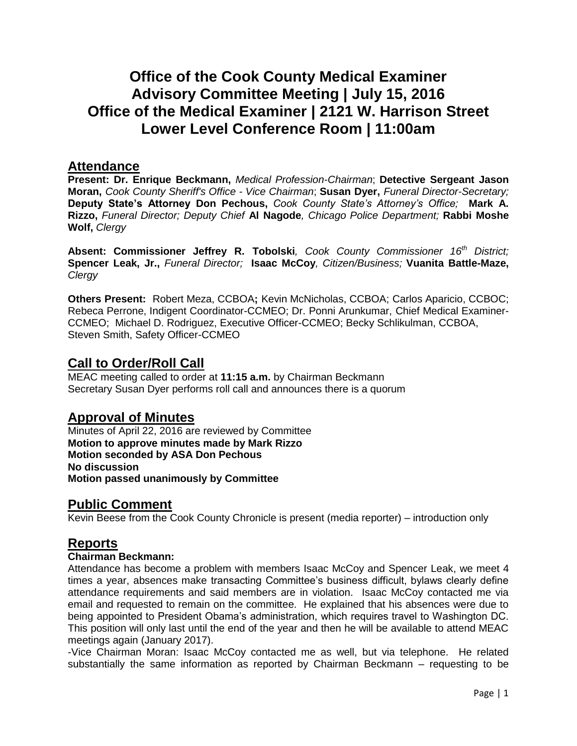# Office of the Cook County Medical Examiner
# Advisory Committee Meeting | July 15, 2016
# Office of the Medical Examiner | 2121 W. Harrison Street
# Lower Level Conference Room | 11:00am

## Attendance

**Present: Dr. Enrique Beckmann,** *Medical Profession-Chairman*; **Detective Sergeant Jason Moran,** *Cook County Sheriff's Office - Vice Chairman*; **Susan Dyer,** *Funeral Director-Secretary;* **Deputy State's Attorney Don Pechous,** *Cook County State's Attorney's Office;* **Mark A. Rizzo,** *Funeral Director; Deputy Chief* **Al Nagode***, Chicago Police Department;* **Rabbi Moshe Wolf,** *Clergy*

**Absent: Commissioner Jeffrey R. Tobolski***, Cook County Commissioner 16th District;* **Spencer Leak, Jr.,** *Funeral Director;* **Isaac McCoy***, Citizen/Business;* **Vuanita Battle-Maze,** *Clergy*

**Others Present:** Robert Meza, CCBOA**;** Kevin McNicholas, CCBOA; Carlos Aparicio, CCBOC; Rebeca Perrone, Indigent Coordinator-CCMEO; Dr. Ponni Arunkumar, Chief Medical Examiner-CCMEO; Michael D. Rodriguez, Executive Officer-CCMEO; Becky Schlikulman, CCBOA, Steven Smith, Safety Officer-CCMEO

## Call to Order/Roll Call

MEAC meeting called to order at **11:15 a.m.** by Chairman Beckmann
Secretary Susan Dyer performs roll call and announces there is a quorum

## Approval of Minutes

Minutes of April 22, 2016 are reviewed by Committee
**Motion to approve minutes made by Mark Rizzo**
**Motion seconded by ASA Don Pechous**
**No discussion**
**Motion passed unanimously by Committee**

## Public Comment

Kevin Beese from the Cook County Chronicle is present (media reporter) – introduction only

## Reports

**Chairman Beckmann:**

Attendance has become a problem with members Isaac McCoy and Spencer Leak, we meet 4 times a year, absences make transacting Committee's business difficult, bylaws clearly define attendance requirements and said members are in violation. Isaac McCoy contacted me via email and requested to remain on the committee. He explained that his absences were due to being appointed to President Obama's administration, which requires travel to Washington DC. This position will only last until the end of the year and then he will be available to attend MEAC meetings again (January 2017).

-Vice Chairman Moran: Isaac McCoy contacted me as well, but via telephone. He related substantially the same information as reported by Chairman Beckmann – requesting to be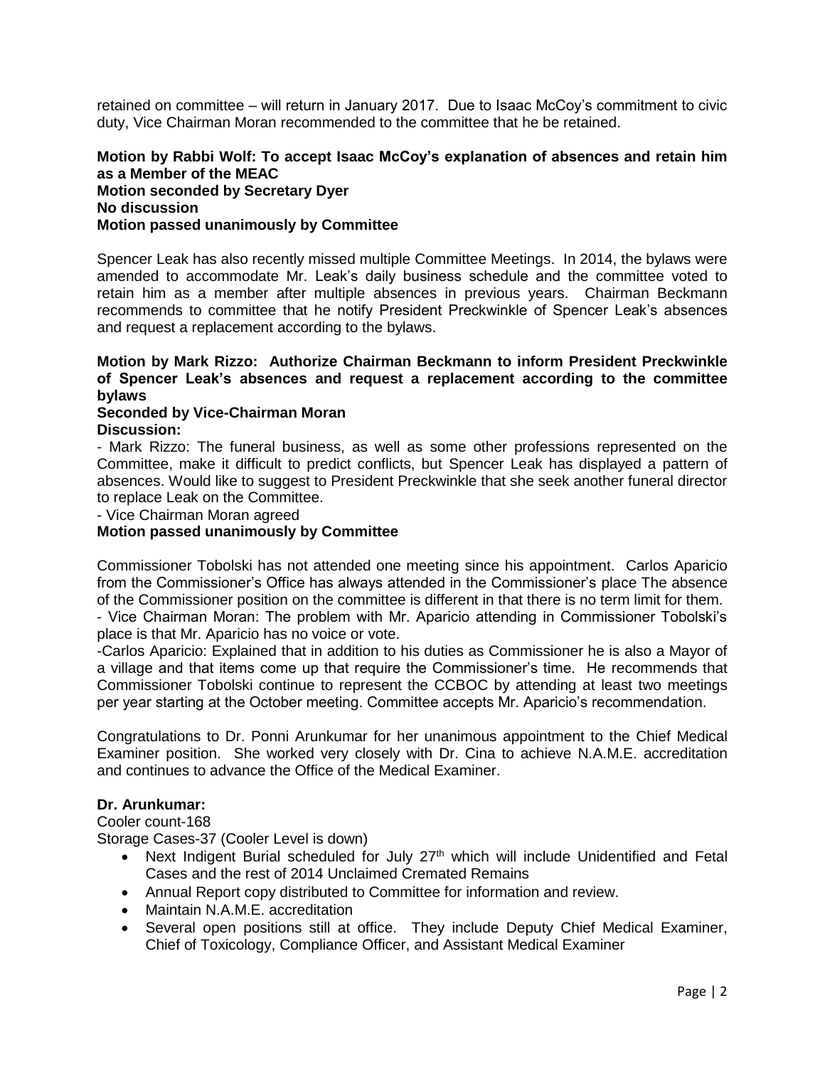retained on committee – will return in January 2017. Due to Isaac McCoy's commitment to civic duty, Vice Chairman Moran recommended to the committee that he be retained.

**Motion by Rabbi Wolf: To accept Isaac McCoy's explanation of absences and retain him as a Member of the MEAC**
**Motion seconded by Secretary Dyer**
**No discussion**
**Motion passed unanimously by Committee**

Spencer Leak has also recently missed multiple Committee Meetings. In 2014, the bylaws were amended to accommodate Mr. Leak's daily business schedule and the committee voted to retain him as a member after multiple absences in previous years. Chairman Beckmann recommends to committee that he notify President Preckwinkle of Spencer Leak's absences and request a replacement according to the bylaws.

**Motion by Mark Rizzo: Authorize Chairman Beckmann to inform President Preckwinkle of Spencer Leak's absences and request a replacement according to the committee bylaws**
**Seconded by Vice-Chairman Moran**
**Discussion:**
- Mark Rizzo: The funeral business, as well as some other professions represented on the Committee, make it difficult to predict conflicts, but Spencer Leak has displayed a pattern of absences. Would like to suggest to President Preckwinkle that she seek another funeral director to replace Leak on the Committee.
- Vice Chairman Moran agreed

**Motion passed unanimously by Committee**

Commissioner Tobolski has not attended one meeting since his appointment. Carlos Aparicio from the Commissioner's Office has always attended in the Commissioner's place The absence of the Commissioner position on the committee is different in that there is no term limit for them.
- Vice Chairman Moran: The problem with Mr. Aparicio attending in Commissioner Tobolski's place is that Mr. Aparicio has no voice or vote.
-Carlos Aparicio: Explained that in addition to his duties as Commissioner he is also a Mayor of a village and that items come up that require the Commissioner's time. He recommends that Commissioner Tobolski continue to represent the CCBOC by attending at least two meetings per year starting at the October meeting. Committee accepts Mr. Aparicio's recommendation.

Congratulations to Dr. Ponni Arunkumar for her unanimous appointment to the Chief Medical Examiner position. She worked very closely with Dr. Cina to achieve N.A.M.E. accreditation and continues to advance the Office of the Medical Examiner.

**Dr. Arunkumar:**
Cooler count-168
Storage Cases-37 (Cooler Level is down)

- Next Indigent Burial scheduled for July 27th which will include Unidentified and Fetal Cases and the rest of 2014 Unclaimed Cremated Remains
- Annual Report copy distributed to Committee for information and review.
- Maintain N.A.M.E. accreditation
- Several open positions still at office. They include Deputy Chief Medical Examiner, Chief of Toxicology, Compliance Officer, and Assistant Medical Examiner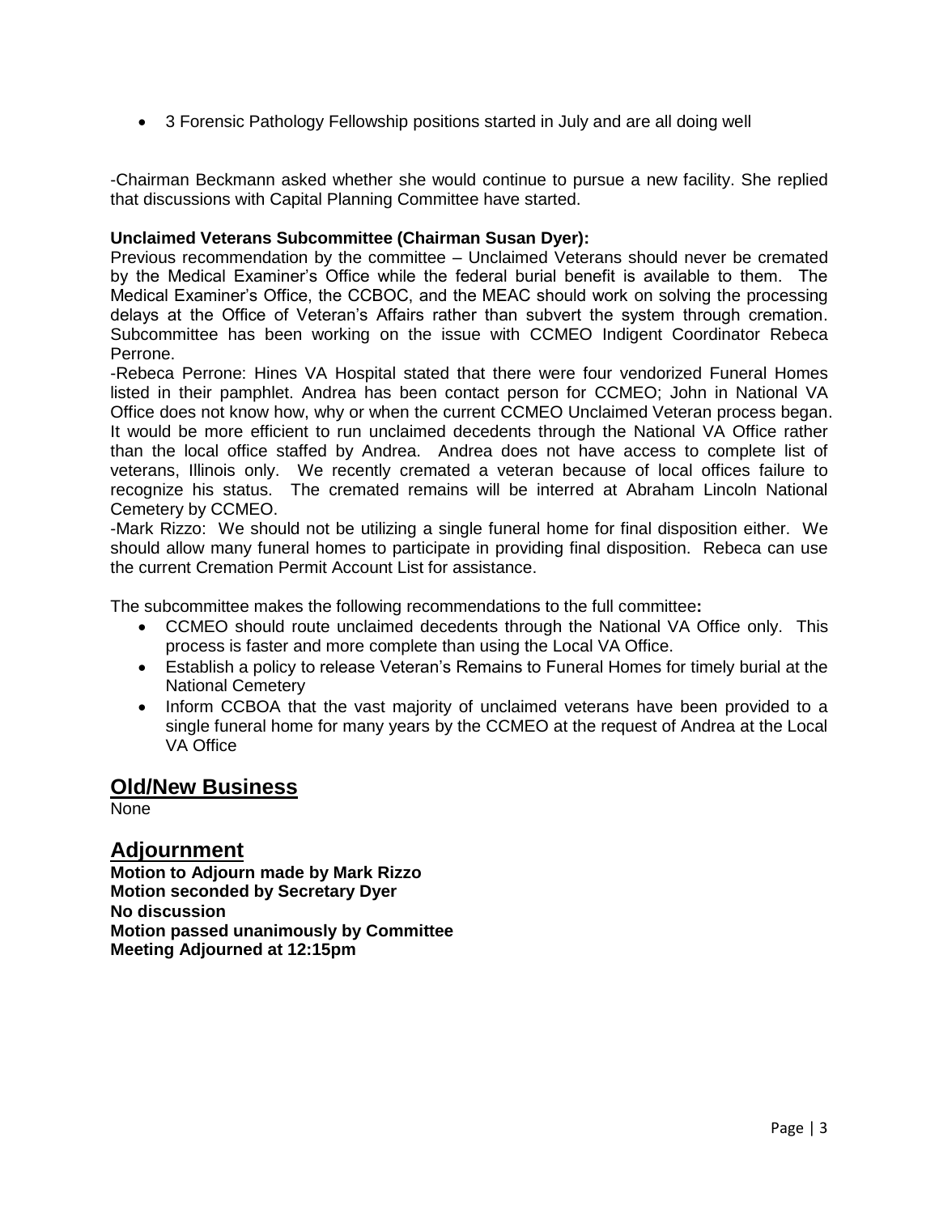- 3 Forensic Pathology Fellowship positions started in July and are all doing well

-Chairman Beckmann asked whether she would continue to pursue a new facility. She replied that discussions with Capital Planning Committee have started.

**Unclaimed Veterans Subcommittee (Chairman Susan Dyer):**

Previous recommendation by the committee – Unclaimed Veterans should never be cremated by the Medical Examiner's Office while the federal burial benefit is available to them. The Medical Examiner's Office, the CCBOC, and the MEAC should work on solving the processing delays at the Office of Veteran's Affairs rather than subvert the system through cremation. Subcommittee has been working on the issue with CCMEO Indigent Coordinator Rebeca Perrone.

-Rebeca Perrone: Hines VA Hospital stated that there were four vendorized Funeral Homes listed in their pamphlet. Andrea has been contact person for CCMEO; John in National VA Office does not know how, why or when the current CCMEO Unclaimed Veteran process began. It would be more efficient to run unclaimed decedents through the National VA Office rather than the local office staffed by Andrea. Andrea does not have access to complete list of veterans, Illinois only. We recently cremated a veteran because of local offices failure to recognize his status. The cremated remains will be interred at Abraham Lincoln National Cemetery by CCMEO.

-Mark Rizzo: We should not be utilizing a single funeral home for final disposition either. We should allow many funeral homes to participate in providing final disposition. Rebeca can use the current Cremation Permit Account List for assistance.

The subcommittee makes the following recommendations to the full committee**:**

- CCMEO should route unclaimed decedents through the National VA Office only. This process is faster and more complete than using the Local VA Office.
- Establish a policy to release Veteran's Remains to Funeral Homes for timely burial at the National Cemetery
- Inform CCBOA that the vast majority of unclaimed veterans have been provided to a single funeral home for many years by the CCMEO at the request of Andrea at the Local VA Office

## Old/New Business

None

## Adjournment

**Motion to Adjourn made by Mark Rizzo**
**Motion seconded by Secretary Dyer**
**No discussion**
**Motion passed unanimously by Committee**
**Meeting Adjourned at 12:15pm**